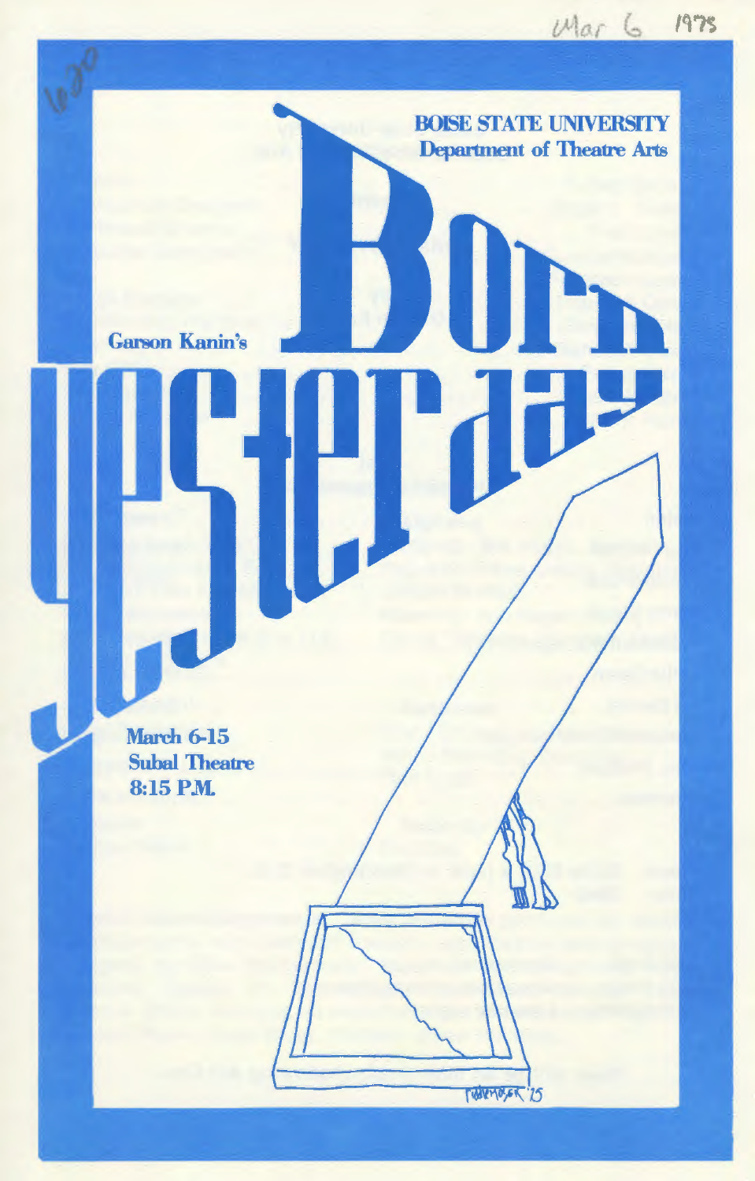Mar 6 1975

BOISE STATE UNIVERSITY
Department of Theatre Arts

Garson Kanin's

# Born yesterday

March 6-15
Subal Theatre
8:15 P.M.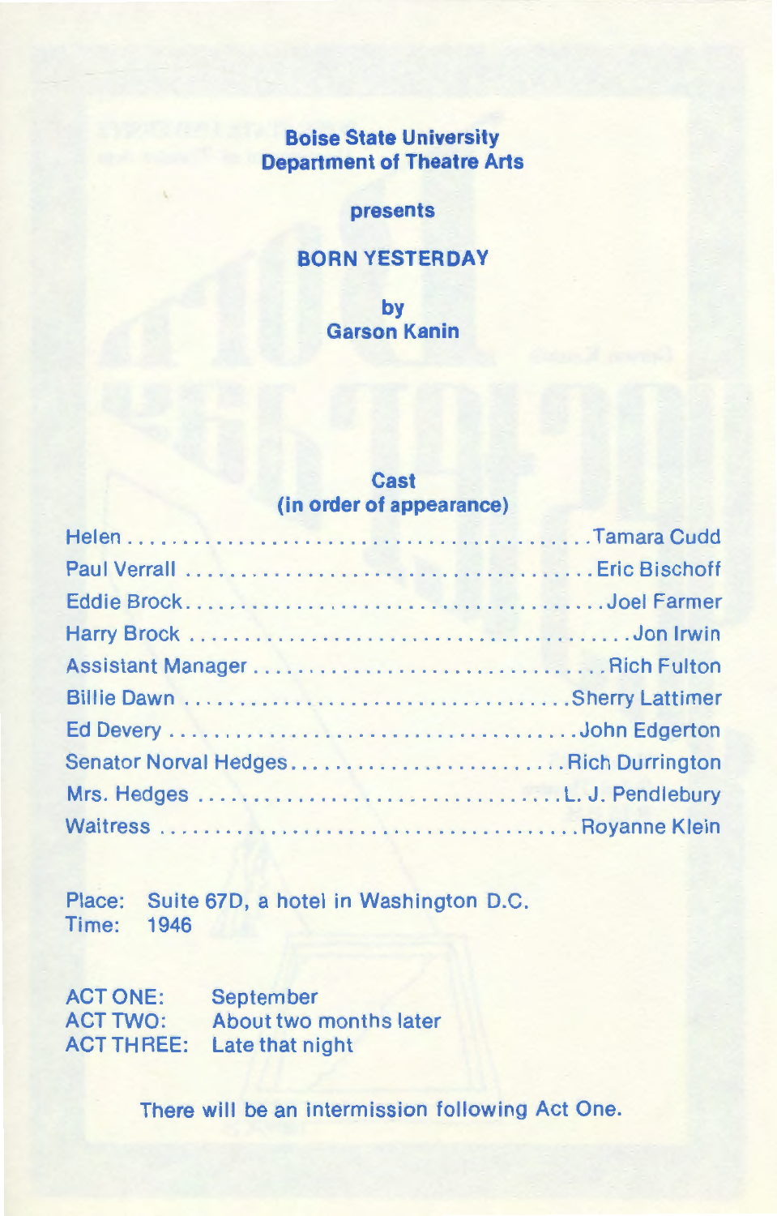**Boise State University**
**Department of Theatre Arts**

**presents**

# BORN YESTERDAY

**by**
**Garson Kanin**

## Cast
**(in order of appearance)**

| Role | Actor |
|---|---|
| Helen | Tamara Cudd |
| Paul Verrall | Eric Bischoff |
| Eddie Brock | Joel Farmer |
| Harry Brock | Jon Irwin |
| Assistant Manager | Rich Fulton |
| Billie Dawn | Sherry Lattimer |
| Ed Devery | John Edgerton |
| Senator Norval Hedges | Rich Durrington |
| Mrs. Hedges | L. J. Pendlebury |
| Waitress | Royanne Klein |

Place: Suite 67D, a hotel in Washington D.C.
Time: 1946

ACT ONE: September
ACT TWO: About two months later
ACT THREE: Late that night

There will be an intermission following Act One.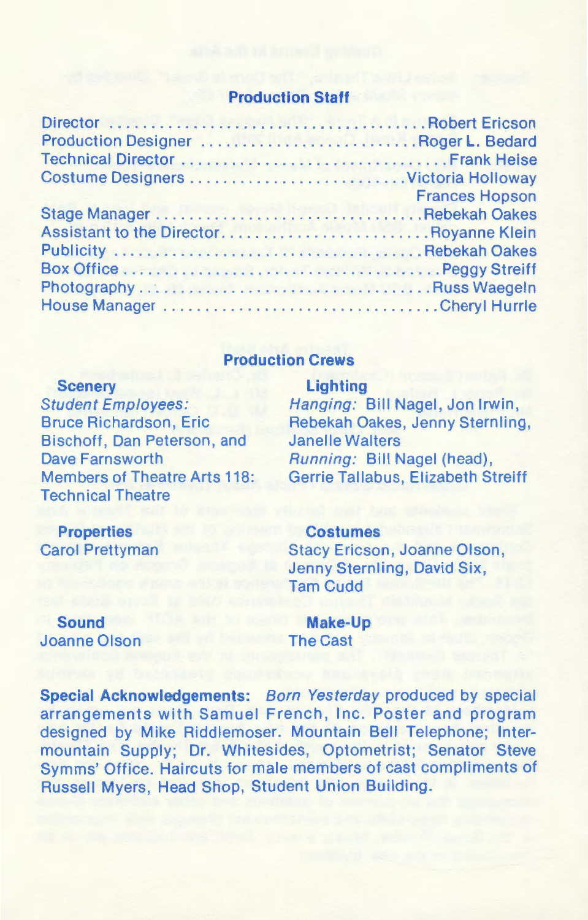## Production Staff

| | |
|---|---|
| Director | Robert Ericson |
| Production Designer | Roger L. Bedard |
| Technical Director | Frank Heise |
| Costume Designers | Victoria Holloway |
| | Frances Hopson |
| Stage Manager | Rebekah Oakes |
| Assistant to the Director | Royanne Klein |
| Publicity | Rebekah Oakes |
| Box Office | Peggy Streiff |
| Photography | Russ Waegeln |
| House Manager | Cheryl Hurrle |

## Production Crews

### Scenery

*Student Employees:* Bruce Richardson, Eric Bischoff, Dan Peterson, and Dave Farnsworth

Members of Theatre Arts 118: Technical Theatre

### Lighting

*Hanging:* Bill Nagel, Jon Irwin, Rebekah Oakes, Jenny Sternling, Janelle Walters

*Running:* Bill Nagel (head), Gerrie Tallabus, Elizabeth Streiff

### Properties

Carol Prettyman

### Costumes

Stacy Ericson, Joanne Olson, Jenny Sternling, David Six, Tam Cudd

### Sound

Joanne Olson

### Make-Up

The Cast

**Special Acknowledgements:** *Born Yesterday* produced by special arrangements with Samuel French, Inc. Poster and program designed by Mike Riddlemoser. Mountain Bell Telephone; Intermountain Supply; Dr. Whitesides, Optometrist; Senator Steve Symms' Office. Haircuts for male members of cast compliments of Russell Myers, Head Shop, Student Union Building.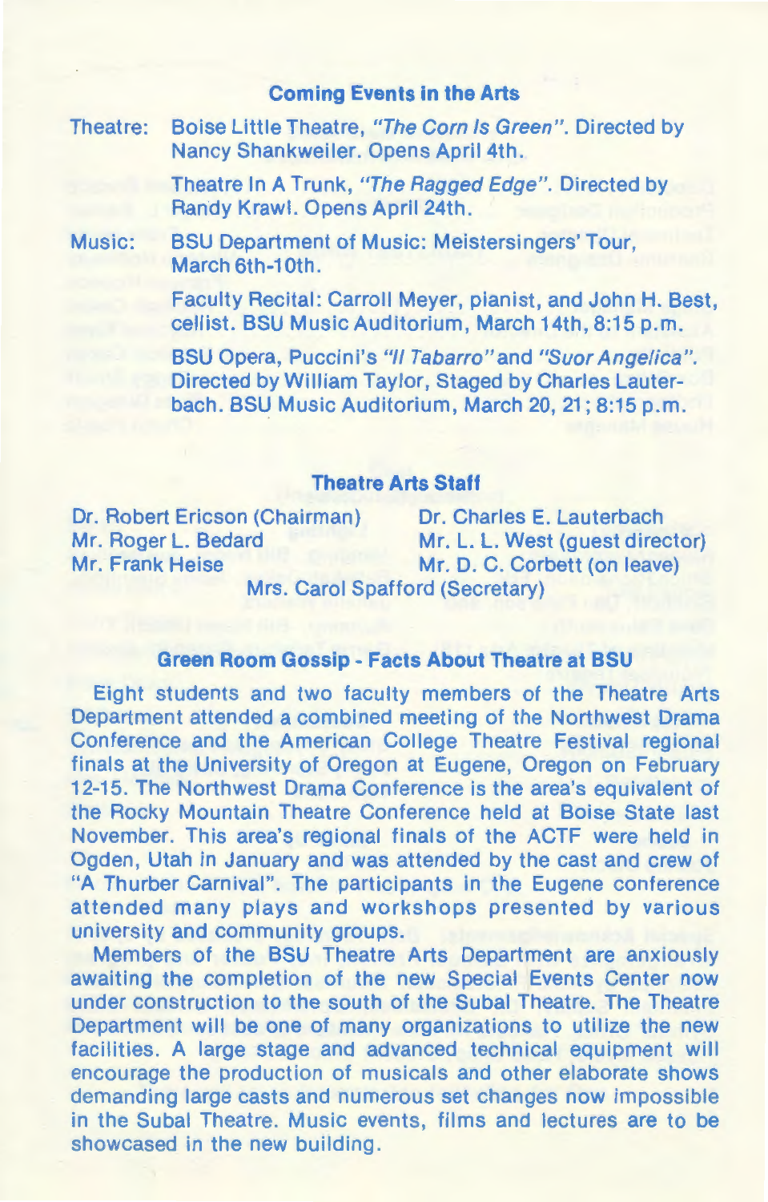## Coming Events in the Arts

Theatre: Boise Little Theatre, *"The Corn Is Green"*. Directed by Nancy Shankweiler. Opens April 4th.

Theatre In A Trunk, *"The Ragged Edge"*. Directed by Randy Krawl. Opens April 24th.

Music: BSU Department of Music: Meistersingers' Tour, March 6th-10th.

Faculty Recital: Carroll Meyer, pianist, and John H. Best, cellist. BSU Music Auditorium, March 14th, 8:15 p.m.

BSU Opera, Puccini's *"Il Tabarro"* and *"Suor Angelica"*. Directed by William Taylor, Staged by Charles Lauterbach. BSU Music Auditorium, March 20, 21; 8:15 p.m.

## Theatre Arts Staff

Dr. Robert Ericson (Chairman)
Mr. Roger L. Bedard
Mr. Frank Heise
Dr. Charles E. Lauterbach
Mr. L. L. West (guest director)
Mr. D. C. Corbett (on leave)
Mrs. Carol Spafford (Secretary)

## Green Room Gossip - Facts About Theatre at BSU

Eight students and two faculty members of the Theatre Arts Department attended a combined meeting of the Northwest Drama Conference and the American College Theatre Festival regional finals at the University of Oregon at Eugene, Oregon on February 12-15. The Northwest Drama Conference is the area's equivalent of the Rocky Mountain Theatre Conference held at Boise State last November. This area's regional finals of the ACTF were held in Ogden, Utah in January and was attended by the cast and crew of "A Thurber Carnival". The participants in the Eugene conference attended many plays and workshops presented by various university and community groups.

Members of the BSU Theatre Arts Department are anxiously awaiting the completion of the new Special Events Center now under construction to the south of the Subal Theatre. The Theatre Department will be one of many organizations to utilize the new facilities. A large stage and advanced technical equipment will encourage the production of musicals and other elaborate shows demanding large casts and numerous set changes now impossible in the Subal Theatre. Music events, films and lectures are to be showcased in the new building.